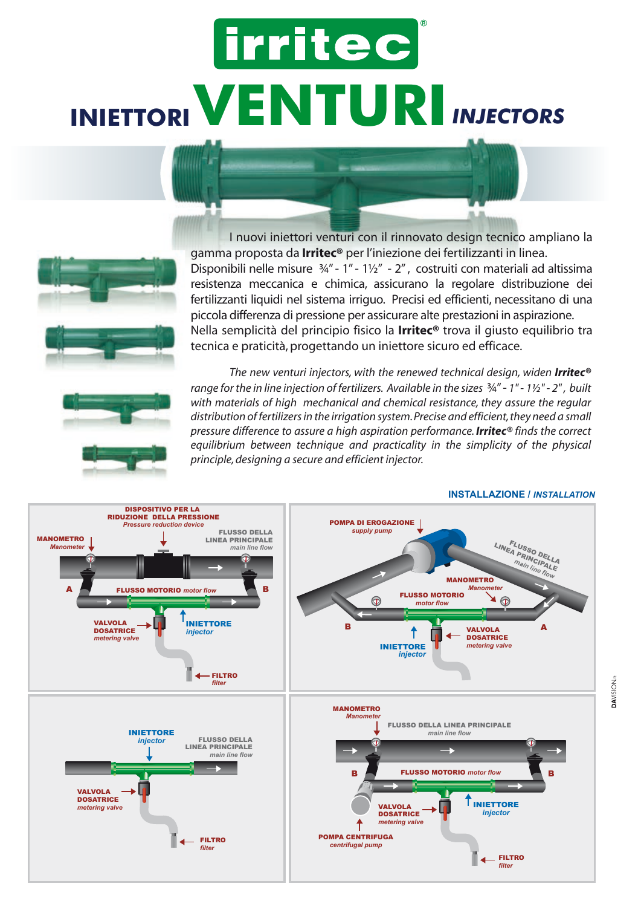# irritec

# INIETTORI VENTURI *INJECTORS*

I nuovi iniettori venturi con il rinnovato design tecnico ampliano la gamma proposta da **Irritec®** per l'iniezione dei fertilizzanti in linea. Disponibili nelle misure ¾" - 1" - 1½" - 2", costruiti con materiali ad altissima resistenza meccanica e chimica, assicurano la regolare distribuzione dei fertilizzanti liquidi nel sistema irriguo. Precisi ed efficienti, necessitano di una piccola differenza di pressione per assicurare alte prestazioni in aspirazione. Nella semplicità del principio fisico la **Irritec®** trova il giusto equilibrio tra tecnica e praticità, progettando un iniettore sicuro ed efficace.

*The new venturi injectors, with the renewed technical design, widen **Irritec®** range for the in line injection of fertilizers. Available in the sizes ¾" - 1" - 1½" - 2", built with materials of high mechanical and chemical resistance, they assure the regular distribution of fertilizers in the irrigation system. Precise and efficient, they need a small pressure difference to assure a high aspiration performance. **Irritec®** finds the correct equilibrium between technique and practicality in the simplicity of the physical principle, designing a secure and efficient injector.*

## INSTALLAZIONE / *INSTALLATION*

DISPOSITIVO PER LA RIDUZIONE DELLA PRESSIONE *Pressure reduction device* – MANOMETRO *Manometer* – FLUSSO DELLA LINEA PRINCIPALE *main line flow* – A – B – FLUSSO MOTORIO *motor flow* – VALVOLA DOSATRICE *metering valve* – INIETTORE *injector* – FILTRO *filter*

POMPA DI EROGAZIONE *supply pump* – FLUSSO DELLA LINEA PRINCIPALE *main line flow* – MANOMETRO *Manometer* – FLUSSO MOTORIO *motor flow* – B – A – INIETTORE *injector* – VALVOLA DOSATRICE *metering valve*

INIETTORE *injector* – FLUSSO DELLA LINEA PRINCIPALE *main line flow* – VALVOLA DOSATRICE *metering valve* – FILTRO *filter*

MANOMETRO *Manometer* – FLUSSO DELLA LINEA PRINCIPALE *main line flow* – B – B – FLUSSO MOTORIO *motor flow* – VALVOLA DOSATRICE *metering valve* – INIETTORE *injector* – POMPA CENTRIFUGA *centrifugal pump* – FILTRO *filter*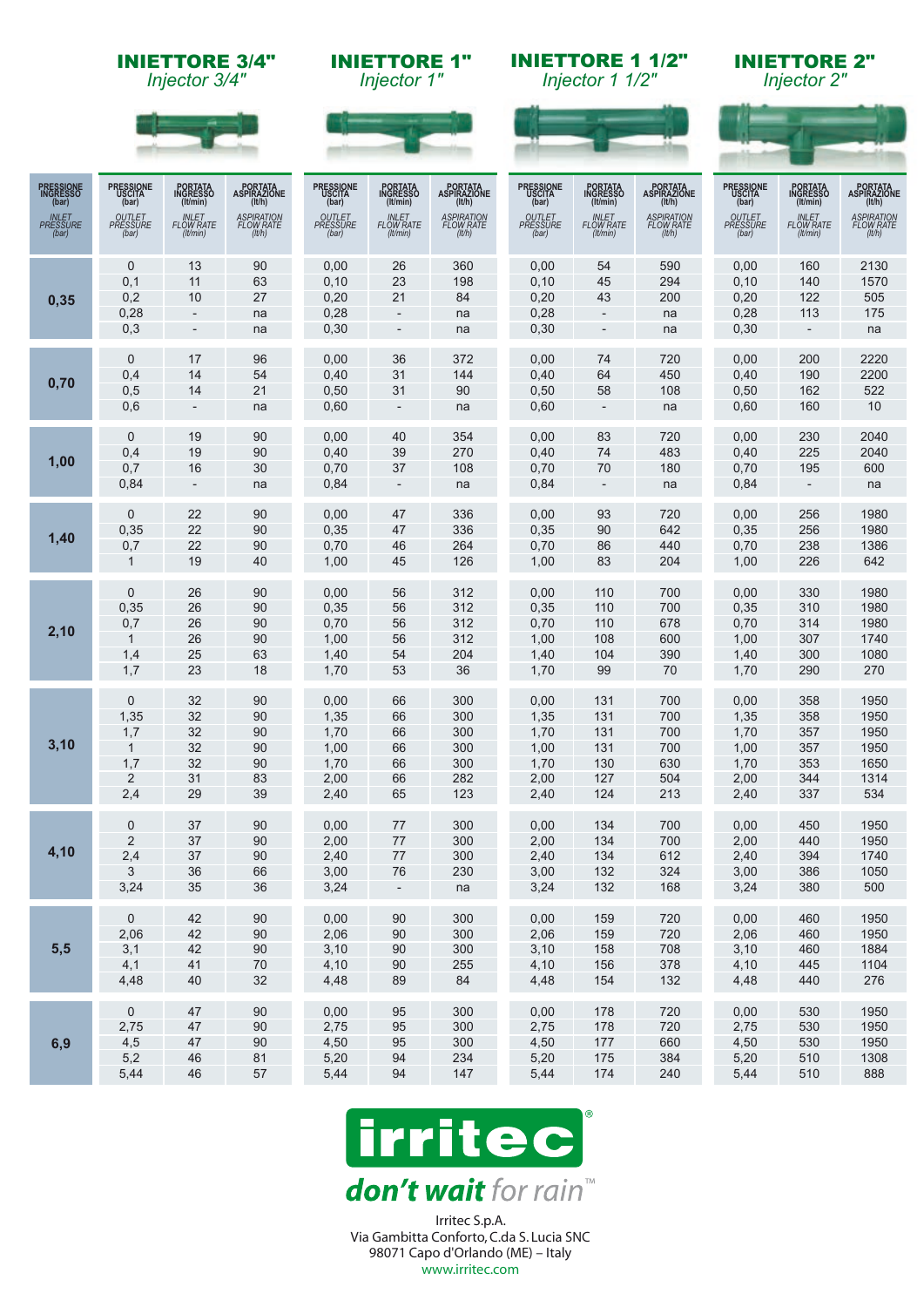| | **INIETTORE 3/4"** *Injector 3/4"* | | | **INIETTORE 1"** *Injector 1"* | | | **INIETTORE 1 1/2"** *Injector 1 1/2"* | | | **INIETTORE 2"** *Injector 2"* | | |
|---|---|---|---|---|---|---|---|---|---|---|---|---|
| **PRESSIONE INGRESSO (bar)** *INLET PRESSURE (bar)* | **PRESSIONE USCITA (bar)** *OUTLET PRESSURE (bar)* | **PORTATA INGRESSO (lt/min)** *INLET FLOW RATE (lt/min)* | **PORTATA ASPIRAZIONE (lt/h)** *ASPIRATION FLOW RATE (lt/h)* | **PRESSIONE USCITA (bar)** *OUTLET PRESSURE (bar)* | **PORTATA INGRESSO (lt/min)** *INLET FLOW RATE (lt/min)* | **PORTATA ASPIRAZIONE (lt/h)** *ASPIRATION FLOW RATE (lt/h)* | **PRESSIONE USCITA (bar)** *OUTLET PRESSURE (bar)* | **PORTATA INGRESSO (lt/min)** *INLET FLOW RATE (lt/min)* | **PORTATA ASPIRAZIONE (lt/h)** *ASPIRATION FLOW RATE (lt/h)* | **PRESSIONE USCITA (bar)** *OUTLET PRESSURE (bar)* | **PORTATA INGRESSO (lt/min)** *INLET FLOW RATE (lt/min)* | **PORTATA ASPIRAZIONE (lt/h)** *ASPIRATION FLOW RATE (lt/h)* |
| **0,35** | 0 | 13 | 90 | 0,00 | 26 | 360 | 0,00 | 54 | 590 | 0,00 | 160 | 2130 |
| | 0,1 | 11 | 63 | 0,10 | 23 | 198 | 0,10 | 45 | 294 | 0,10 | 140 | 1570 |
| | 0,2 | 10 | 27 | 0,20 | 21 | 84 | 0,20 | 43 | 200 | 0,20 | 122 | 505 |
| | 0,28 | - | na | 0,28 | - | na | 0,28 | - | na | 0,28 | 113 | 175 |
| | 0,3 | - | na | 0,30 | - | na | 0,30 | - | na | 0,30 | - | na |
| **0,70** | 0 | 17 | 96 | 0,00 | 36 | 372 | 0,00 | 74 | 720 | 0,00 | 200 | 2220 |
| | 0,4 | 14 | 54 | 0,40 | 31 | 144 | 0,40 | 64 | 450 | 0,40 | 190 | 2200 |
| | 0,5 | 14 | 21 | 0,50 | 31 | 90 | 0,50 | 58 | 108 | 0,50 | 162 | 522 |
| | 0,6 | - | na | 0,60 | - | na | 0,60 | - | na | 0,60 | 160 | 10 |
| **1,00** | 0 | 19 | 90 | 0,00 | 40 | 354 | 0,00 | 83 | 720 | 0,00 | 230 | 2040 |
| | 0,4 | 19 | 90 | 0,40 | 39 | 270 | 0,40 | 74 | 483 | 0,40 | 225 | 2040 |
| | 0,7 | 16 | 30 | 0,70 | 37 | 108 | 0,70 | 70 | 180 | 0,70 | 195 | 600 |
| | 0,84 | - | na | 0,84 | - | na | 0,84 | - | na | 0,84 | - | na |
| **1,40** | 0 | 22 | 90 | 0,00 | 47 | 336 | 0,00 | 93 | 720 | 0,00 | 256 | 1980 |
| | 0,35 | 22 | 90 | 0,35 | 47 | 336 | 0,35 | 90 | 642 | 0,35 | 256 | 1980 |
| | 0,7 | 22 | 90 | 0,70 | 46 | 264 | 0,70 | 86 | 440 | 0,70 | 238 | 1386 |
| | 1 | 19 | 40 | 1,00 | 45 | 126 | 1,00 | 83 | 204 | 1,00 | 226 | 642 |
| **2,10** | 0 | 26 | 90 | 0,00 | 56 | 312 | 0,00 | 110 | 700 | 0,00 | 330 | 1980 |
| | 0,35 | 26 | 90 | 0,35 | 56 | 312 | 0,35 | 110 | 700 | 0,35 | 310 | 1980 |
| | 0,7 | 26 | 90 | 0,70 | 56 | 312 | 0,70 | 110 | 678 | 0,70 | 314 | 1980 |
| | 1 | 26 | 90 | 1,00 | 56 | 312 | 1,00 | 108 | 600 | 1,00 | 307 | 1740 |
| | 1,4 | 25 | 63 | 1,40 | 54 | 204 | 1,40 | 104 | 390 | 1,40 | 300 | 1080 |
| | 1,7 | 23 | 18 | 1,70 | 53 | 36 | 1,70 | 99 | 70 | 1,70 | 290 | 270 |
| **3,10** | 0 | 32 | 90 | 0,00 | 66 | 300 | 0,00 | 131 | 700 | 0,00 | 358 | 1950 |
| | 1,35 | 32 | 90 | 1,35 | 66 | 300 | 1,35 | 131 | 700 | 1,35 | 358 | 1950 |
| | 1,7 | 32 | 90 | 1,70 | 66 | 300 | 1,70 | 131 | 700 | 1,70 | 357 | 1950 |
| | 1 | 32 | 90 | 1,00 | 66 | 300 | 1,00 | 131 | 700 | 1,00 | 357 | 1950 |
| | 1,7 | 32 | 90 | 1,70 | 66 | 300 | 1,70 | 130 | 630 | 1,70 | 353 | 1650 |
| | 2 | 31 | 83 | 2,00 | 66 | 282 | 2,00 | 127 | 504 | 2,00 | 344 | 1314 |
| | 2,4 | 29 | 39 | 2,40 | 65 | 123 | 2,40 | 124 | 213 | 2,40 | 337 | 534 |
| **4,10** | 0 | 37 | 90 | 0,00 | 77 | 300 | 0,00 | 134 | 700 | 0,00 | 450 | 1950 |
| | 2 | 37 | 90 | 2,00 | 77 | 300 | 2,00 | 134 | 700 | 2,00 | 440 | 1950 |
| | 2,4 | 37 | 90 | 2,40 | 77 | 300 | 2,40 | 134 | 612 | 2,40 | 394 | 1740 |
| | 3 | 36 | 66 | 3,00 | 76 | 230 | 3,00 | 132 | 324 | 3,00 | 386 | 1050 |
| | 3,24 | 35 | 36 | 3,24 | - | na | 3,24 | 132 | 168 | 3,24 | 380 | 500 |
| **5,5** | 0 | 42 | 90 | 0,00 | 90 | 300 | 0,00 | 159 | 720 | 0,00 | 460 | 1950 |
| | 2,06 | 42 | 90 | 2,06 | 90 | 300 | 2,06 | 159 | 720 | 2,06 | 460 | 1950 |
| | 3,1 | 42 | 90 | 3,10 | 90 | 300 | 3,10 | 158 | 708 | 3,10 | 460 | 1884 |
| | 4,1 | 41 | 70 | 4,10 | 90 | 255 | 4,10 | 156 | 378 | 4,10 | 445 | 1104 |
| | 4,48 | 40 | 32 | 4,48 | 89 | 84 | 4,48 | 154 | 132 | 4,48 | 440 | 276 |
| **6,9** | 0 | 47 | 90 | 0,00 | 95 | 300 | 0,00 | 178 | 720 | 0,00 | 530 | 1950 |
| | 2,75 | 47 | 90 | 2,75 | 95 | 300 | 2,75 | 178 | 720 | 2,75 | 530 | 1950 |
| | 4,5 | 47 | 90 | 4,50 | 95 | 300 | 4,50 | 177 | 660 | 4,50 | 530 | 1950 |
| | 5,2 | 46 | 81 | 5,20 | 94 | 234 | 5,20 | 175 | 384 | 5,20 | 510 | 1308 |
| | 5,44 | 46 | 57 | 5,44 | 94 | 147 | 5,44 | 174 | 240 | 5,44 | 510 | 888 |

**irritec**®

*don't wait for rain*™

Irritec S.p.A.
Via Gambitta Conforto, C.da S. Lucia SNC
98071 Capo d'Orlando (ME) – Italy
www.irritec.com